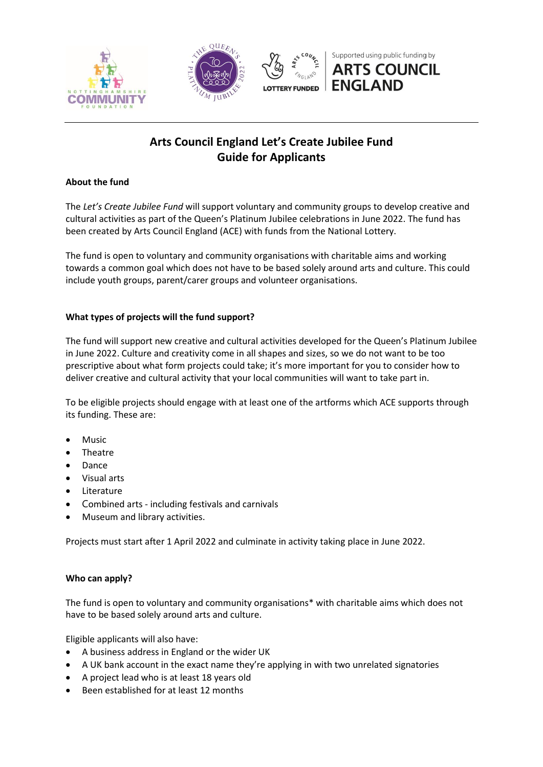# Arts Council England Let's Create Jubilee Fund
# Guide for Applicants

**About the fund**

The *Let's Create Jubilee Fund* will support voluntary and community groups to develop creative and cultural activities as part of the Queen's Platinum Jubilee celebrations in June 2022. The fund has been created by Arts Council England (ACE) with funds from the National Lottery.

The fund is open to voluntary and community organisations with charitable aims and working towards a common goal which does not have to be based solely around arts and culture. This could include youth groups, parent/carer groups and volunteer organisations.

**What types of projects will the fund support?**

The fund will support new creative and cultural activities developed for the Queen's Platinum Jubilee in June 2022. Culture and creativity come in all shapes and sizes, so we do not want to be too prescriptive about what form projects could take; it's more important for you to consider how to deliver creative and cultural activity that your local communities will want to take part in.

To be eligible projects should engage with at least one of the artforms which ACE supports through its funding. These are:

- Music
- Theatre
- Dance
- Visual arts
- Literature
- Combined arts - including festivals and carnivals
- Museum and library activities.

Projects must start after 1 April 2022 and culminate in activity taking place in June 2022.

**Who can apply?**

The fund is open to voluntary and community organisations* with charitable aims which does not have to be based solely around arts and culture.

Eligible applicants will also have:
- A business address in England or the wider UK
- A UK bank account in the exact name they're applying in with two unrelated signatories
- A project lead who is at least 18 years old
- Been established for at least 12 months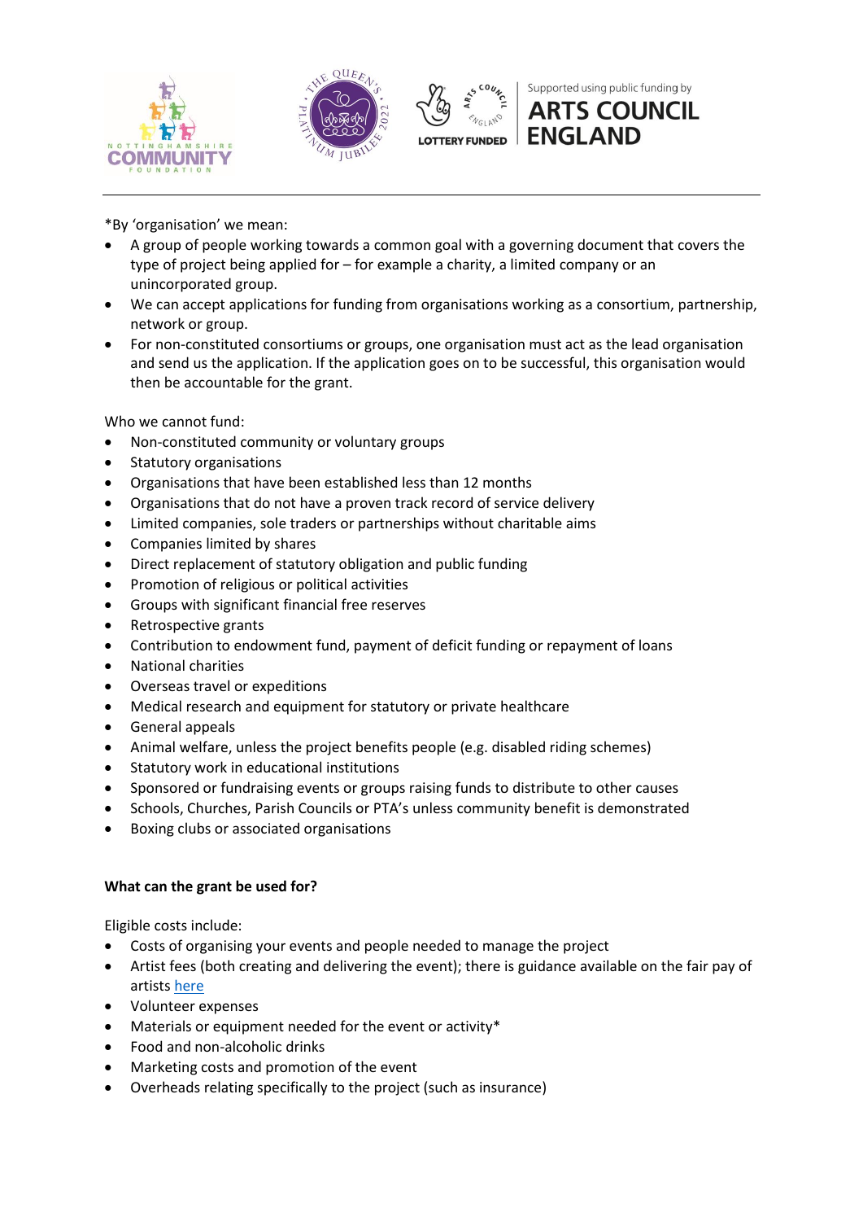*By 'organisation' we mean:

- A group of people working towards a common goal with a governing document that covers the type of project being applied for – for example a charity, a limited company or an unincorporated group.
- We can accept applications for funding from organisations working as a consortium, partnership, network or group.
- For non-constituted consortiums or groups, one organisation must act as the lead organisation and send us the application. If the application goes on to be successful, this organisation would then be accountable for the grant.

Who we cannot fund:

- Non-constituted community or voluntary groups
- Statutory organisations
- Organisations that have been established less than 12 months
- Organisations that do not have a proven track record of service delivery
- Limited companies, sole traders or partnerships without charitable aims
- Companies limited by shares
- Direct replacement of statutory obligation and public funding
- Promotion of religious or political activities
- Groups with significant financial free reserves
- Retrospective grants
- Contribution to endowment fund, payment of deficit funding or repayment of loans
- National charities
- Overseas travel or expeditions
- Medical research and equipment for statutory or private healthcare
- General appeals
- Animal welfare, unless the project benefits people (e.g. disabled riding schemes)
- Statutory work in educational institutions
- Sponsored or fundraising events or groups raising funds to distribute to other causes
- Schools, Churches, Parish Councils or PTA's unless community benefit is demonstrated
- Boxing clubs or associated organisations

**What can the grant be used for?**

Eligible costs include:

- Costs of organising your events and people needed to manage the project
- Artist fees (both creating and delivering the event); there is guidance available on the fair pay of artists here
- Volunteer expenses
- Materials or equipment needed for the event or activity*
- Food and non-alcoholic drinks
- Marketing costs and promotion of the event
- Overheads relating specifically to the project (such as insurance)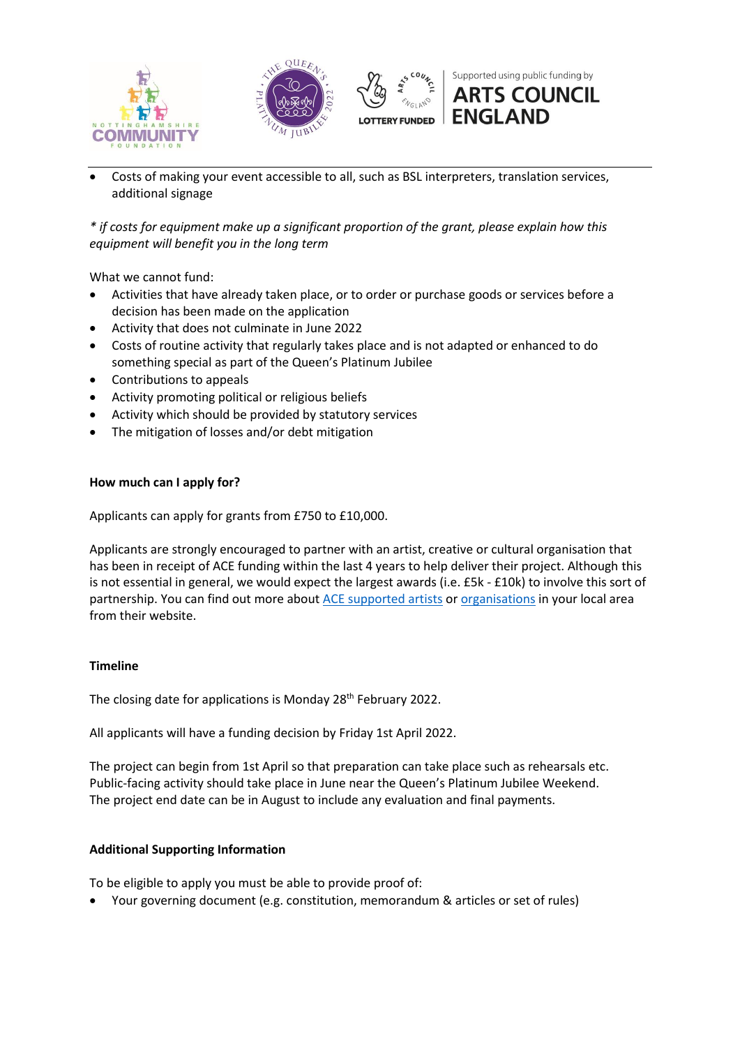- Costs of making your event accessible to all, such as BSL interpreters, translation services, additional signage

*\* if costs for equipment make up a significant proportion of the grant, please explain how this equipment will benefit you in the long term*

What we cannot fund:

- Activities that have already taken place, or to order or purchase goods or services before a decision has been made on the application
- Activity that does not culminate in June 2022
- Costs of routine activity that regularly takes place and is not adapted or enhanced to do something special as part of the Queen's Platinum Jubilee
- Contributions to appeals
- Activity promoting political or religious beliefs
- Activity which should be provided by statutory services
- The mitigation of losses and/or debt mitigation

**How much can I apply for?**

Applicants can apply for grants from £750 to £10,000.

Applicants are strongly encouraged to partner with an artist, creative or cultural organisation that has been in receipt of ACE funding within the last 4 years to help deliver their project. Although this is not essential in general, we would expect the largest awards (i.e. £5k - £10k) to involve this sort of partnership. You can find out more about ACE supported artists or organisations in your local area from their website.

**Timeline**

The closing date for applications is Monday 28th February 2022.

All applicants will have a funding decision by Friday 1st April 2022.

The project can begin from 1st April so that preparation can take place such as rehearsals etc. Public-facing activity should take place in June near the Queen's Platinum Jubilee Weekend. The project end date can be in August to include any evaluation and final payments.

**Additional Supporting Information**

To be eligible to apply you must be able to provide proof of:

- Your governing document (e.g. constitution, memorandum & articles or set of rules)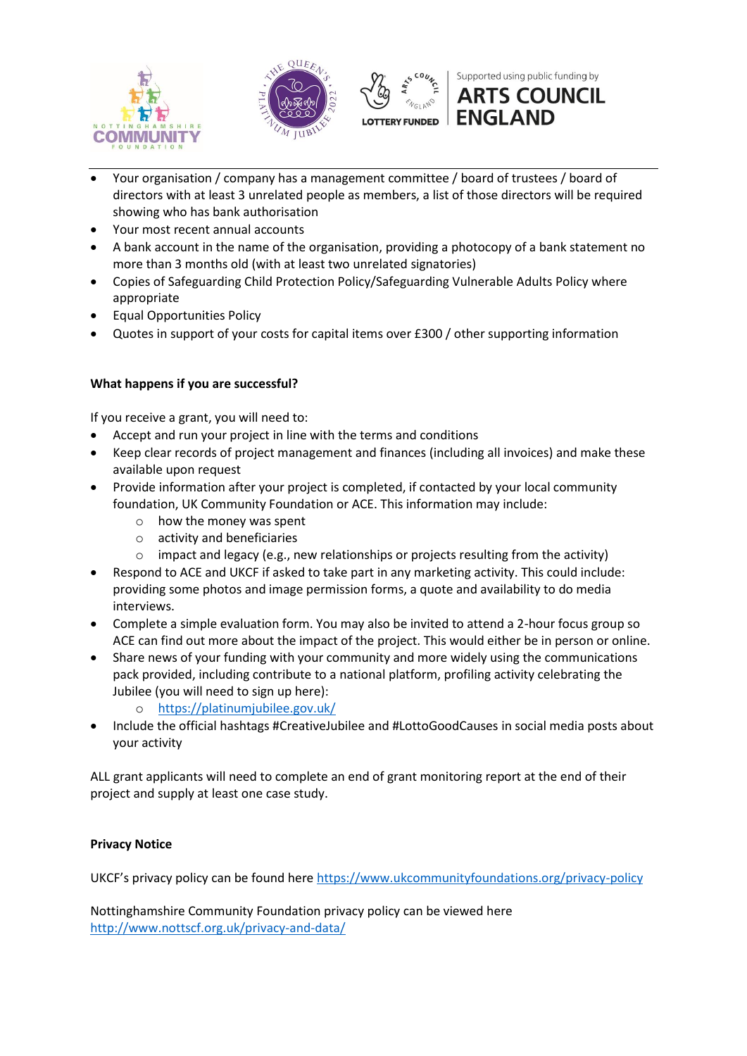- Your organisation / company has a management committee / board of trustees / board of directors with at least 3 unrelated people as members, a list of those directors will be required showing who has bank authorisation
- Your most recent annual accounts
- A bank account in the name of the organisation, providing a photocopy of a bank statement no more than 3 months old (with at least two unrelated signatories)
- Copies of Safeguarding Child Protection Policy/Safeguarding Vulnerable Adults Policy where appropriate
- Equal Opportunities Policy
- Quotes in support of your costs for capital items over £300 / other supporting information

**What happens if you are successful?**

If you receive a grant, you will need to:

- Accept and run your project in line with the terms and conditions
- Keep clear records of project management and finances (including all invoices) and make these available upon request
- Provide information after your project is completed, if contacted by your local community foundation, UK Community Foundation or ACE. This information may include:
    - how the money was spent
    - activity and beneficiaries
    - impact and legacy (e.g., new relationships or projects resulting from the activity)
- Respond to ACE and UKCF if asked to take part in any marketing activity. This could include: providing some photos and image permission forms, a quote and availability to do media interviews.
- Complete a simple evaluation form. You may also be invited to attend a 2-hour focus group so ACE can find out more about the impact of the project. This would either be in person or online.
- Share news of your funding with your community and more widely using the communications pack provided, including contribute to a national platform, profiling activity celebrating the Jubilee (you will need to sign up here):
    - https://platinumjubilee.gov.uk/
- Include the official hashtags #CreativeJubilee and #LottoGoodCauses in social media posts about your activity

ALL grant applicants will need to complete an end of grant monitoring report at the end of their project and supply at least one case study.

**Privacy Notice**

UKCF's privacy policy can be found here https://www.ukcommunityfoundations.org/privacy-policy

Nottinghamshire Community Foundation privacy policy can be viewed here http://www.nottscf.org.uk/privacy-and-data/